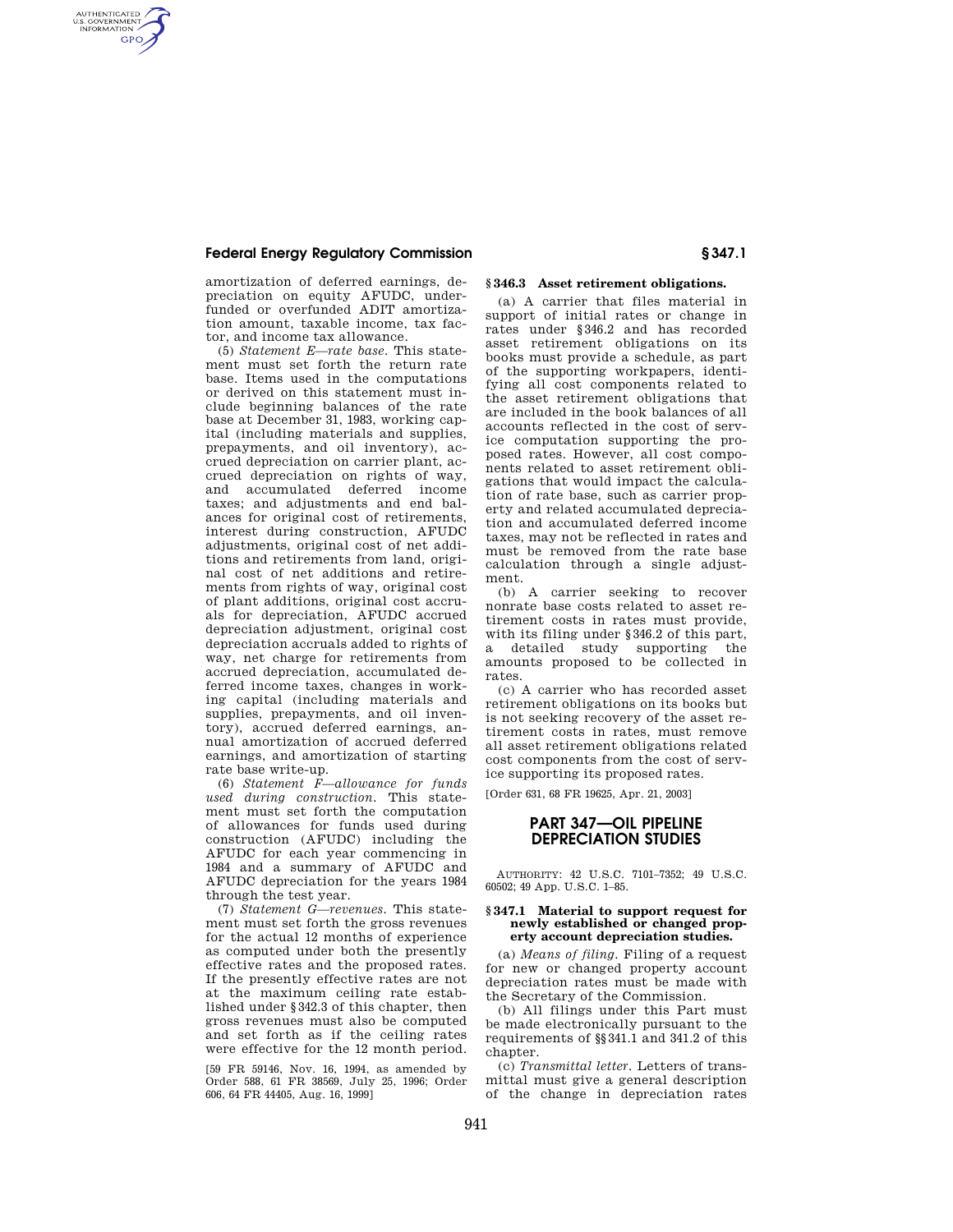amortization of deferred earnings, depreciation on equity AFUDC, underfunded or overfunded ADIT amortization amount, taxable income, tax factor, and income tax allowance.

(5) *Statement E—rate base.* This statement must set forth the return rate base. Items used in the computations or derived on this statement must include beginning balances of the rate base at December 31, 1983, working capital (including materials and supplies, prepayments, and oil inventory), accrued depreciation on carrier plant, accrued depreciation on rights of way, and accumulated deferred income taxes; and adjustments and end balances for original cost of retirements, interest during construction, AFUDC adjustments, original cost of net additions and retirements from land, original cost of net additions and retirements from rights of way, original cost of plant additions, original cost accruals for depreciation, AFUDC accrued depreciation adjustment, original cost depreciation accruals added to rights of way, net charge for retirements from accrued depreciation, accumulated deferred income taxes, changes in working capital (including materials and supplies, prepayments, and oil inventory), accrued deferred earnings, annual amortization of accrued deferred earnings, and amortization of starting rate base write-up.

(6) *Statement F—allowance for funds used during construction.* This statement must set forth the computation of allowances for funds used during construction (AFUDC) including the AFUDC for each year commencing in 1984 and a summary of AFUDC and AFUDC depreciation for the years 1984 through the test year.

(7) *Statement G—revenues.* This statement must set forth the gross revenues for the actual 12 months of experience as computed under both the presently effective rates and the proposed rates. If the presently effective rates are not at the maximum ceiling rate established under §342.3 of this chapter, then gross revenues must also be computed and set forth as if the ceiling rates were effective for the 12 month period.

[59 FR 59146, Nov. 16, 1994, as amended by Order 588, 61 FR 38569, July 25, 1996; Order 606, 64 FR 44405, Aug. 16, 1999]

### §346.3 Asset retirement obligations.

(a) A carrier that files material in support of initial rates or change in rates under §346.2 and has recorded asset retirement obligations on its books must provide a schedule, as part of the supporting workpapers, identifying all cost components related to the asset retirement obligations that are included in the book balances of all accounts reflected in the cost of service computation supporting the proposed rates. However, all cost components related to asset retirement obligations that would impact the calculation of rate base, such as carrier property and related accumulated depreciation and accumulated deferred income taxes, may not be reflected in rates and must be removed from the rate base calculation through a single adjustment.

(b) A carrier seeking to recover nonrate base costs related to asset retirement costs in rates must provide, with its filing under §346.2 of this part, a detailed study supporting the amounts proposed to be collected in rates.

(c) A carrier who has recorded asset retirement obligations on its books but is not seeking recovery of the asset retirement costs in rates, must remove all asset retirement obligations related cost components from the cost of service supporting its proposed rates.

[Order 631, 68 FR 19625, Apr. 21, 2003]

## PART 347—OIL PIPELINE DEPRECIATION STUDIES

AUTHORITY: 42 U.S.C. 7101–7352; 49 U.S.C. 60502; 49 App. U.S.C. 1–85.

### §347.1 Material to support request for newly established or changed property account depreciation studies.

(a) *Means of filing.* Filing of a request for new or changed property account depreciation rates must be made with the Secretary of the Commission.

(b) All filings under this Part must be made electronically pursuant to the requirements of §§341.1 and 341.2 of this chapter.

(c) *Transmittal letter.* Letters of transmittal must give a general description of the change in depreciation rates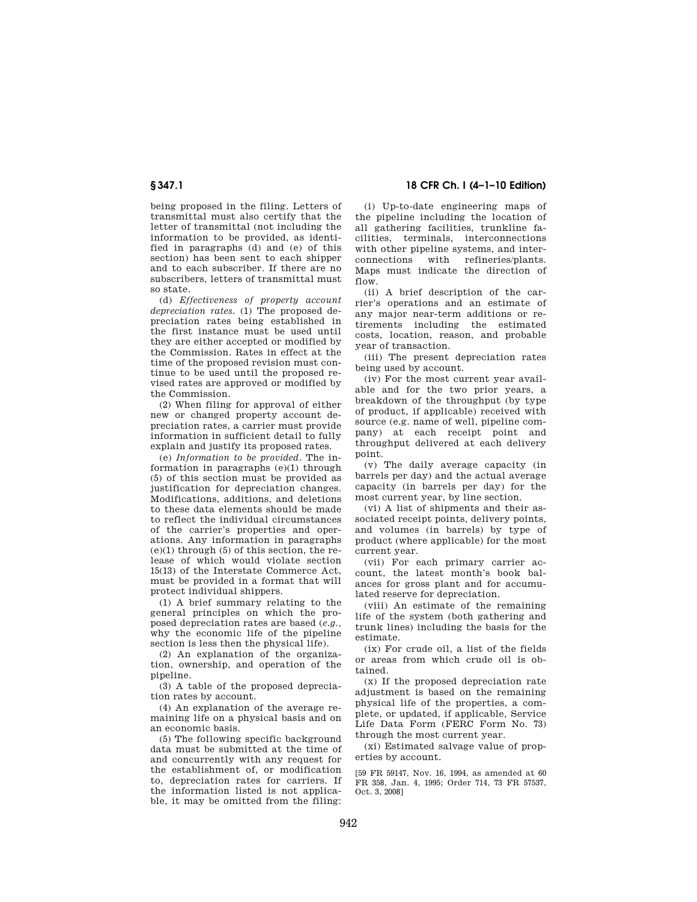being proposed in the filing. Letters of transmittal must also certify that the letter of transmittal (not including the information to be provided, as identified in paragraphs (d) and (e) of this section) has been sent to each shipper and to each subscriber. If there are no subscribers, letters of transmittal must so state.

(d) *Effectiveness of property account depreciation rates.* (1) The proposed depreciation rates being established in the first instance must be used until they are either accepted or modified by the Commission. Rates in effect at the time of the proposed revision must continue to be used until the proposed revised rates are approved or modified by the Commission.

(2) When filing for approval of either new or changed property account depreciation rates, a carrier must provide information in sufficient detail to fully explain and justify its proposed rates.

(e) *Information to be provided.* The information in paragraphs (e)(1) through (5) of this section must be provided as justification for depreciation changes. Modifications, additions, and deletions to these data elements should be made to reflect the individual circumstances of the carrier's properties and operations. Any information in paragraphs (e)(1) through (5) of this section, the release of which would violate section 15(13) of the Interstate Commerce Act, must be provided in a format that will protect individual shippers.

(1) A brief summary relating to the general principles on which the proposed depreciation rates are based (*e.g.,* why the economic life of the pipeline section is less then the physical life).

(2) An explanation of the organization, ownership, and operation of the pipeline.

(3) A table of the proposed depreciation rates by account.

(4) An explanation of the average remaining life on a physical basis and on an economic basis.

(5) The following specific background data must be submitted at the time of and concurrently with any request for the establishment of, or modification to, depreciation rates for carriers. If the information listed is not applicable, it may be omitted from the filing:

(i) Up-to-date engineering maps of the pipeline including the location of all gathering facilities, trunkline facilities, terminals, interconnections with other pipeline systems, and interconnections with refineries/plants. Maps must indicate the direction of flow.

(ii) A brief description of the carrier's operations and an estimate of any major near-term additions or retirements including the estimated costs, location, reason, and probable year of transaction.

(iii) The present depreciation rates being used by account.

(iv) For the most current year available and for the two prior years, a breakdown of the throughput (by type of product, if applicable) received with source (e.g. name of well, pipeline company) at each receipt point and throughput delivered at each delivery point.

(v) The daily average capacity (in barrels per day) and the actual average capacity (in barrels per day) for the most current year, by line section.

(vi) A list of shipments and their associated receipt points, delivery points, and volumes (in barrels) by type of product (where applicable) for the most current year.

(vii) For each primary carrier account, the latest month's book balances for gross plant and for accumulated reserve for depreciation.

(viii) An estimate of the remaining life of the system (both gathering and trunk lines) including the basis for the estimate.

(ix) For crude oil, a list of the fields or areas from which crude oil is obtained.

(x) If the proposed depreciation rate adjustment is based on the remaining physical life of the properties, a complete, or updated, if applicable, Service Life Data Form (FERC Form No. 73) through the most current year.

(xi) Estimated salvage value of properties by account.

[59 FR 59147, Nov. 16, 1994, as amended at 60 FR 358, Jan. 4, 1995; Order 714, 73 FR 57537, Oct. 3, 2008]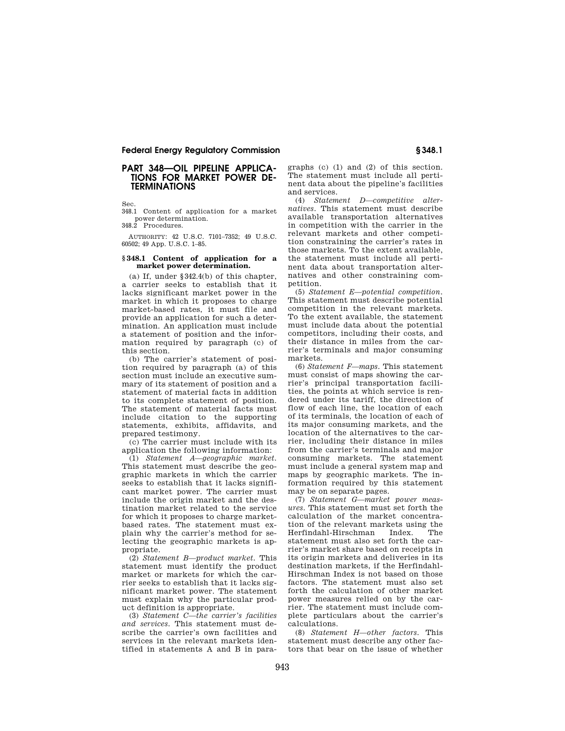# PART 348—OIL PIPELINE APPLICATIONS FOR MARKET POWER DETERMINATIONS

Sec.

348.1 Content of application for a market power determination.

348.2 Procedures.

AUTHORITY: 42 U.S.C. 7101–7352; 49 U.S.C. 60502; 49 App. U.S.C. 1–85.

## § 348.1 Content of application for a market power determination.

(a) If, under § 342.4(b) of this chapter, a carrier seeks to establish that it lacks significant market power in the market in which it proposes to charge market-based rates, it must file and provide an application for such a determination. An application must include a statement of position and the information required by paragraph (c) of this section.

(b) The carrier's statement of position required by paragraph (a) of this section must include an executive summary of its statement of position and a statement of material facts in addition to its complete statement of position. The statement of material facts must include citation to the supporting statements, exhibits, affidavits, and prepared testimony.

(c) The carrier must include with its application the following information:

(1) *Statement A—geographic market.* This statement must describe the geographic markets in which the carrier seeks to establish that it lacks significant market power. The carrier must include the origin market and the destination market related to the service for which it proposes to charge market-based rates. The statement must explain why the carrier's method for selecting the geographic markets is appropriate.

(2) *Statement B—product market.* This statement must identify the product market or markets for which the carrier seeks to establish that it lacks significant market power. The statement must explain why the particular product definition is appropriate.

(3) *Statement C—the carrier's facilities and services.* This statement must describe the carrier's own facilities and services in the relevant markets identified in statements A and B in paragraphs (c) (1) and (2) of this section. The statement must include all pertinent data about the pipeline's facilities and services.

(4) *Statement D—competitive alternatives.* This statement must describe available transportation alternatives in competition with the carrier in the relevant markets and other competition constraining the carrier's rates in those markets. To the extent available, the statement must include all pertinent data about transportation alternatives and other constraining competition.

(5) *Statement E—potential competition.* This statement must describe potential competition in the relevant markets. To the extent available, the statement must include data about the potential competitors, including their costs, and their distance in miles from the carrier's terminals and major consuming markets.

(6) *Statement F—maps.* This statement must consist of maps showing the carrier's principal transportation facilities, the points at which service is rendered under its tariff, the direction of flow of each line, the location of each of its terminals, the location of each of its major consuming markets, and the location of the alternatives to the carrier, including their distance in miles from the carrier's terminals and major consuming markets. The statement must include a general system map and maps by geographic markets. The information required by this statement may be on separate pages.

(7) *Statement G—market power measures.* This statement must set forth the calculation of the market concentration of the relevant markets using the Herfindahl-Hirschman Index. The statement must also set forth the carrier's market share based on receipts in its origin markets and deliveries in its destination markets, if the Herfindahl-Hirschman Index is not based on those factors. The statement must also set forth the calculation of other market power measures relied on by the carrier. The statement must include complete particulars about the carrier's calculations.

(8) *Statement H—other factors.* This statement must describe any other factors that bear on the issue of whether